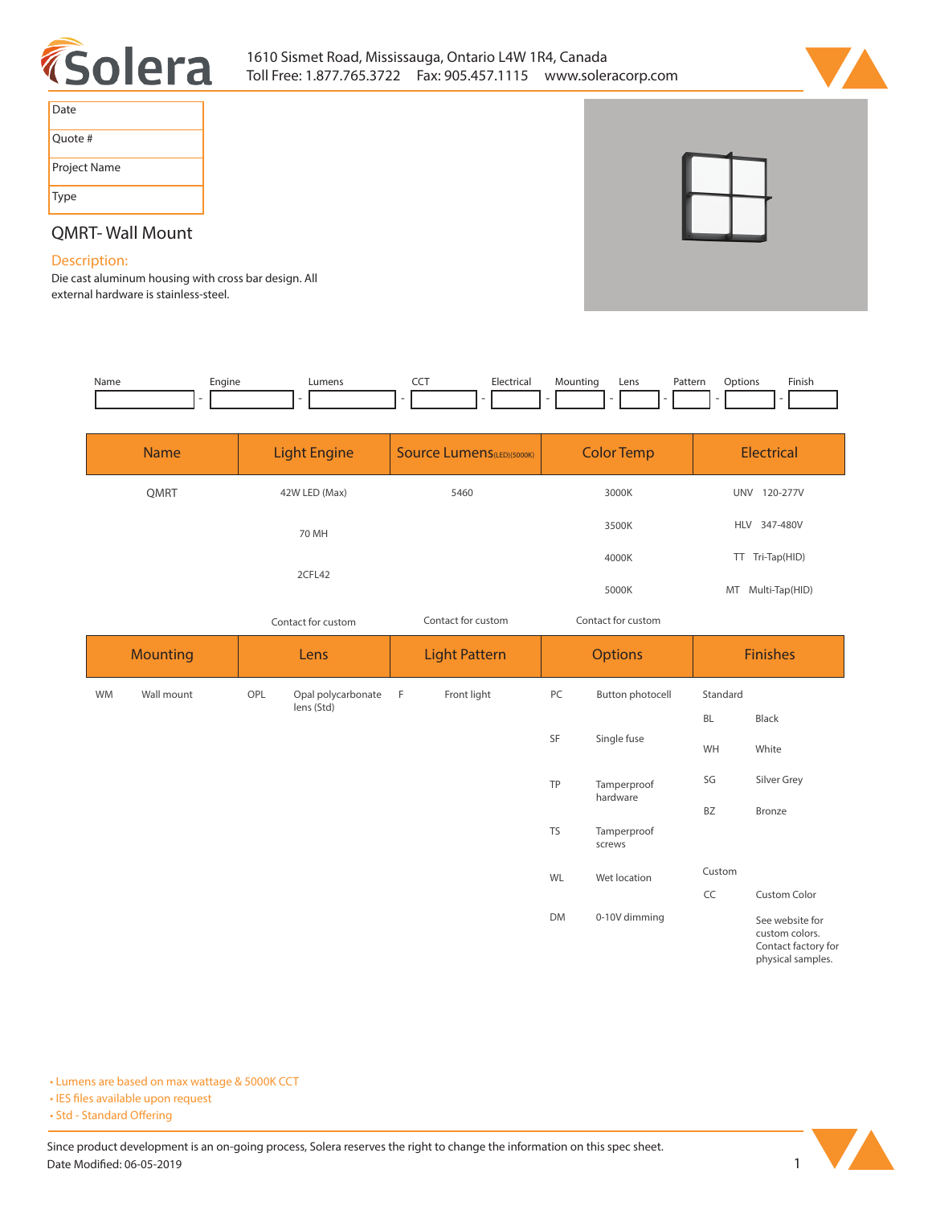1610 Sismet Road, Mississauga, Ontario L4W 1R4, Canada
Toll Free: 1.877.765.3722 Fax: 905.457.1115 www.soleracorp.com

| Date | |
|---|---|
| Quote # | |
| Project Name | |
| Type | |

## QMRT- Wall Mount

### Description:

Die cast aluminum housing with cross bar design. All external hardware is stainless-steel.

| Name | Engine | Lumens | CCT | Electrical | Mounting | Lens | Pattern | Options | Finish |
|---|---|---|---|---|---|---|---|---|---|
| | | | | | | | | | |

| Name | Light Engine | Source Lumens (LED)(5000K) | Color Temp | Electrical |
|---|---|---|---|---|
| QMRT | 42W LED (Max) | 5460 | 3000K | UNV 120-277V |
| | 70 MH | | 3500K | HLV 347-480V |
| | 2CFL42 | | 4000K | TT Tri-Tap(HID) |
| | | | 5000K | MT Multi-Tap(HID) |
| | Contact for custom | Contact for custom | Contact for custom | |

| Mounting | Lens | Light Pattern | Options | Finishes |
|---|---|---|---|---|
| WM Wall mount | OPL Opal polycarbonate lens (Std) | F Front light | PC Button photocell | Standard |
| | | | | BL Black |
| | | | SF Single fuse | WH White |
| | | | TP Tamperproof hardware | SG Silver Grey |
| | | | | BZ Bronze |
| | | | TS Tamperproof screws | |
| | | | WL Wet location | Custom |
| | | | | CC Custom Color |
| | | | DM 0-10V dimming | See website for custom colors. Contact factory for physical samples. |

- Lumens are based on max wattage & 5000K CCT
- IES files available upon request
- Std - Standard Offering

Since product development is an on-going process, Solera reserves the right to change the information on this spec sheet.
Date Modified: 06-05-2019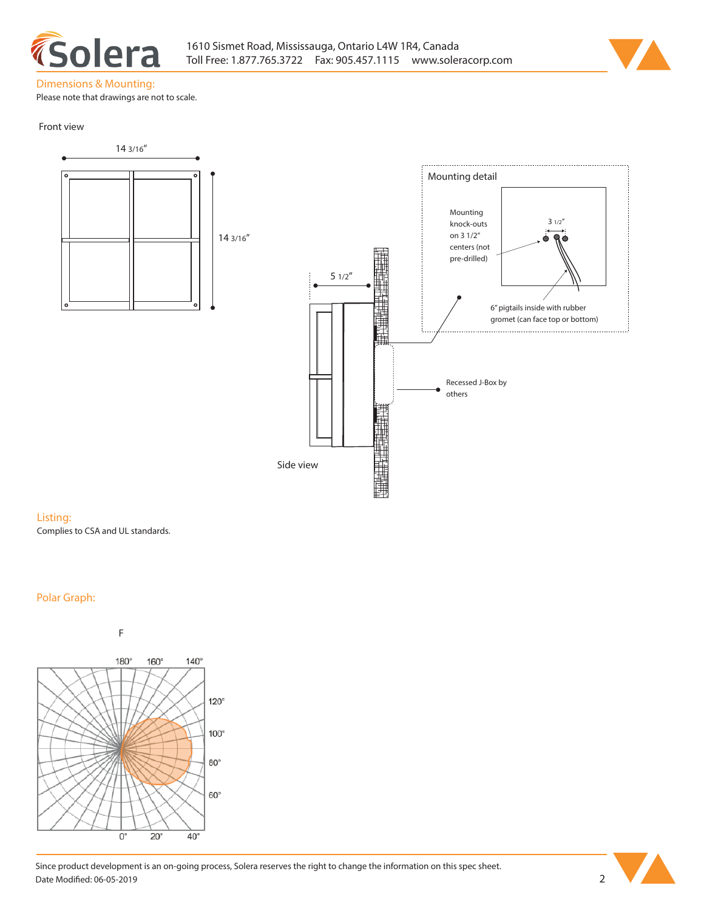1610 Sismet Road, Mississauga, Ontario L4W 1R4, Canada
Toll Free: 1.877.765.3722 Fax: 905.457.1115 www.soleracorp.com

## Dimensions & Mounting:

Please note that drawings are not to scale.

Front view

14 3/16"

14 3/16"

5 1/2"

Side view

Mounting detail

Mounting knock-outs on 3 1/2" centers (not pre-drilled)

3 1/2"

6" pigtails inside with rubber gromet (can face top or bottom)

Recessed J-Box by others

## Listing:

Complies to CSA and UL standards.

## Polar Graph:

F

180° 160° 140°

120°

100°

80°

60°

0° 20° 40°

Since product development is an on-going process, Solera reserves the right to change the information on this spec sheet.
Date Modified: 06-05-2019